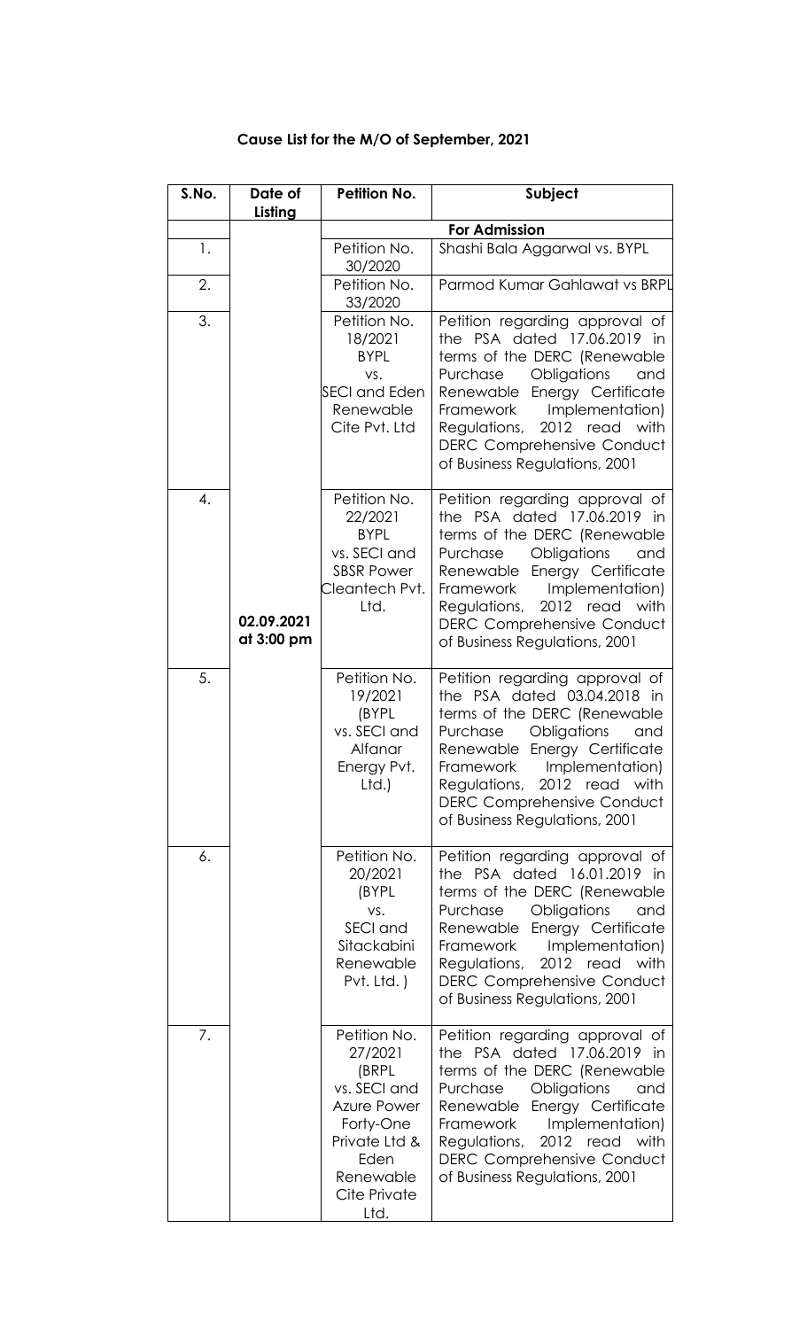**Cause List for the M/O of September, 2021**

| S.No. | Date of Listing | Petition No. | Subject |
|---|---|---|---|
| | | | **For Admission** |
| 1. | 02.09.2021 at 3:00 pm | Petition No. 30/2020 | Shashi Bala Aggarwal vs. BYPL |
| 2. | | Petition No. 33/2020 | Parmod Kumar Gahlawat vs BRPL |
| 3. | | Petition No. 18/2021 BYPL vs. SECI and Eden Renewable Cite Pvt. Ltd | Petition regarding approval of the PSA dated 17.06.2019 in terms of the DERC (Renewable Purchase Obligations and Renewable Energy Certificate Framework Implementation) Regulations, 2012 read with DERC Comprehensive Conduct of Business Regulations, 2001 |
| 4. | | Petition No. 22/2021 BYPL vs. SECI and SBSR Power Cleantech Pvt. Ltd. | Petition regarding approval of the PSA dated 17.06.2019 in terms of the DERC (Renewable Purchase Obligations and Renewable Energy Certificate Framework Implementation) Regulations, 2012 read with DERC Comprehensive Conduct of Business Regulations, 2001 |
| 5. | | Petition No. 19/2021 (BYPL vs. SECI and Alfanar Energy Pvt. Ltd.) | Petition regarding approval of the PSA dated 03.04.2018 in terms of the DERC (Renewable Purchase Obligations and Renewable Energy Certificate Framework Implementation) Regulations, 2012 read with DERC Comprehensive Conduct of Business Regulations, 2001 |
| 6. | | Petition No. 20/2021 (BYPL vs. SECI and Sitackabini Renewable Pvt. Ltd. ) | Petition regarding approval of the PSA dated 16.01.2019 in terms of the DERC (Renewable Purchase Obligations and Renewable Energy Certificate Framework Implementation) Regulations, 2012 read with DERC Comprehensive Conduct of Business Regulations, 2001 |
| 7. | | Petition No. 27/2021 (BRPL vs. SECI and Azure Power Forty-One Private Ltd & Eden Renewable Cite Private Ltd. | Petition regarding approval of the PSA dated 17.06.2019 in terms of the DERC (Renewable Purchase Obligations and Renewable Energy Certificate Framework Implementation) Regulations, 2012 read with DERC Comprehensive Conduct of Business Regulations, 2001 |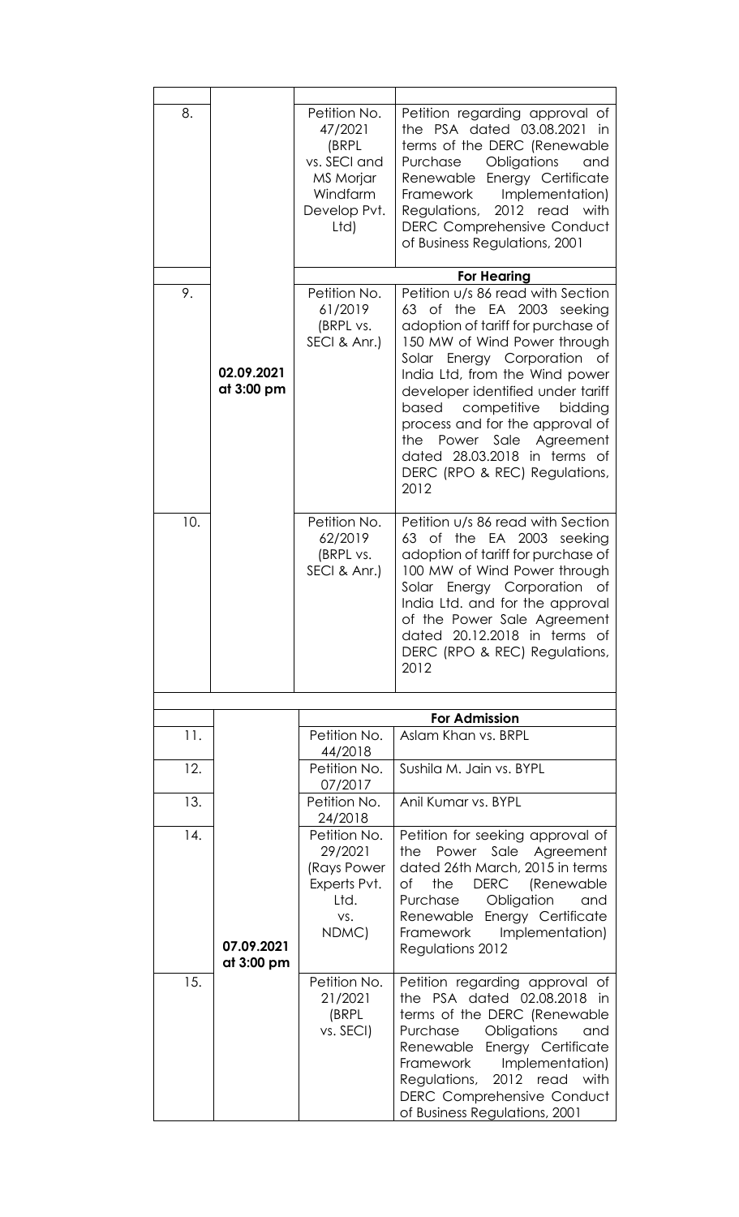| | | | |
|---|---|---|---|
| 8. | | Petition No. 47/2021 (BRPL vs. SECI and MS Morjar Windfarm Develop Pvt. Ltd) | Petition regarding approval of the PSA dated 03.08.2021 in terms of the DERC (Renewable Purchase Obligations and Renewable Energy Certificate Framework Implementation) Regulations, 2012 read with DERC Comprehensive Conduct of Business Regulations, 2001 |
| | | | **For Hearing** |
| 9. | 02.09.2021 at 3:00 pm | Petition No. 61/2019 (BRPL vs. SECI & Anr.) | Petition u/s 86 read with Section 63 of the EA 2003 seeking adoption of tariff for purchase of 150 MW of Wind Power through Solar Energy Corporation of India Ltd, from the Wind power developer identified under tariff based competitive bidding process and for the approval of the Power Sale Agreement dated 28.03.2018 in terms of DERC (RPO & REC) Regulations, 2012 |
| 10. | | Petition No. 62/2019 (BRPL vs. SECI & Anr.) | Petition u/s 86 read with Section 63 of the EA 2003 seeking adoption of tariff for purchase of 100 MW of Wind Power through Solar Energy Corporation of India Ltd. and for the approval of the Power Sale Agreement dated 20.12.2018 in terms of DERC (RPO & REC) Regulations, 2012 |
| | | | |
| | | | **For Admission** |
| 11. | 07.09.2021 at 3:00 pm | Petition No. 44/2018 | Aslam Khan vs. BRPL |
| 12. | | Petition No. 07/2017 | Sushila M. Jain vs. BYPL |
| 13. | | Petition No. 24/2018 | Anil Kumar vs. BYPL |
| 14. | | Petition No. 29/2021 (Rays Power Experts Pvt. Ltd. vs. NDMC) | Petition for seeking approval of the Power Sale Agreement dated 26th March, 2015 in terms of the DERC (Renewable Purchase Obligation and Renewable Energy Certificate Framework Implementation) Regulations 2012 |
| 15. | | Petition No. 21/2021 (BRPL vs. SECI) | Petition regarding approval of the PSA dated 02.08.2018 in terms of the DERC (Renewable Purchase Obligations and Renewable Energy Certificate Framework Implementation) Regulations, 2012 read with DERC Comprehensive Conduct of Business Regulations, 2001 |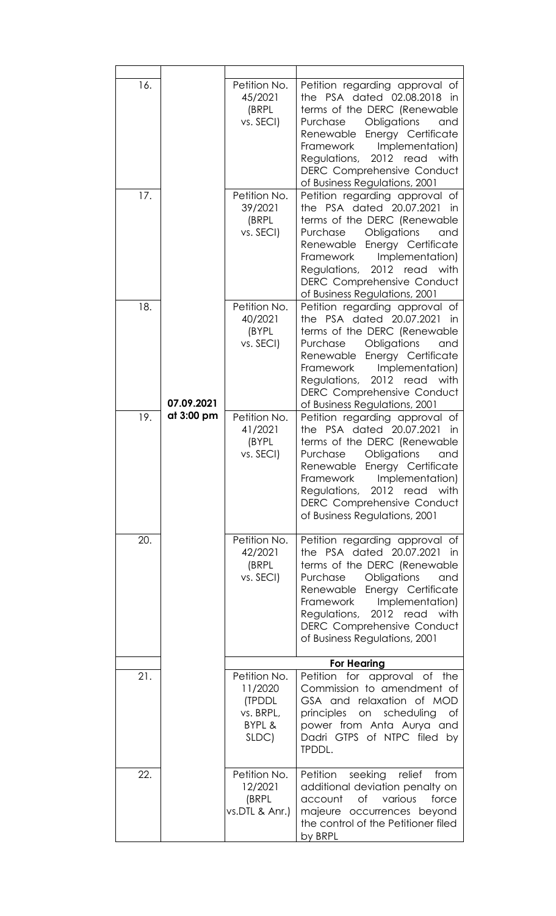| | | | |
|---|---|---|---|
| 16. | 07.09.2021 at 3:00 pm | Petition No. 45/2021 (BRPL vs. SECI) | Petition regarding approval of the PSA dated 02.08.2018 in terms of the DERC (Renewable Purchase Obligations and Renewable Energy Certificate Framework Implementation) Regulations, 2012 read with DERC Comprehensive Conduct of Business Regulations, 2001 |
| 17. | | Petition No. 39/2021 (BRPL vs. SECI) | Petition regarding approval of the PSA dated 20.07.2021 in terms of the DERC (Renewable Purchase Obligations and Renewable Energy Certificate Framework Implementation) Regulations, 2012 read with DERC Comprehensive Conduct of Business Regulations, 2001 |
| 18. | | Petition No. 40/2021 (BYPL vs. SECI) | Petition regarding approval of the PSA dated 20.07.2021 in terms of the DERC (Renewable Purchase Obligations and Renewable Energy Certificate Framework Implementation) Regulations, 2012 read with DERC Comprehensive Conduct of Business Regulations, 2001 |
| 19. | | Petition No. 41/2021 (BYPL vs. SECI) | Petition regarding approval of the PSA dated 20.07.2021 in terms of the DERC (Renewable Purchase Obligations and Renewable Energy Certificate Framework Implementation) Regulations, 2012 read with DERC Comprehensive Conduct of Business Regulations, 2001 |
| 20. | | Petition No. 42/2021 (BRPL vs. SECI) | Petition regarding approval of the PSA dated 20.07.2021 in terms of the DERC (Renewable Purchase Obligations and Renewable Energy Certificate Framework Implementation) Regulations, 2012 read with DERC Comprehensive Conduct of Business Regulations, 2001 |
| | | **For Hearing** | |
| 21. | | Petition No. 11/2020 (TPDDL vs. BRPL, BYPL & SLDC) | Petition for approval of the Commission to amendment of GSA and relaxation of MOD principles on scheduling of power from Anta Aurya and Dadri GTPS of NTPC filed by TPDDL. |
| 22. | | Petition No. 12/2021 (BRPL vs.DTL & Anr.) | Petition seeking relief from additional deviation penalty on account of various force majeure occurrences beyond the control of the Petitioner filed by BRPL |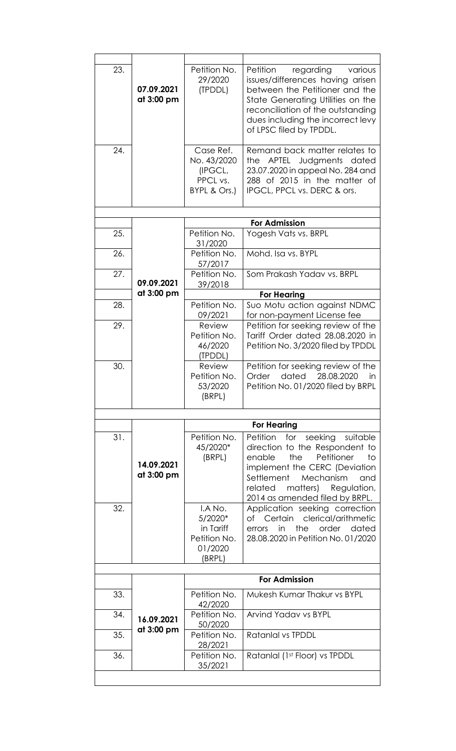| | | | |
|---|---|---|---|
| 23. | **07.09.2021 at 3:00 pm** | Petition No. 29/2020 (TPDDL) | Petition regarding various issues/differences having arisen between the Petitioner and the State Generating Utilities on the reconciliation of the outstanding dues including the incorrect levy of LPSC filed by TPDDL. |
| 24. | | Case Ref. No. 43/2020 (IPGCL, PPCL vs. BYPL & Ors.) | Remand back matter relates to the APTEL Judgments dated 23.07.2020 in appeal No. 284 and 288 of 2015 in the matter of IPGCL, PPCL vs. DERC & ors. |
| | | | |
| | | **For Admission** | |
| 25. | **09.09.2021 at 3:00 pm** | Petition No. 31/2020 | Yogesh Vats vs. BRPL |
| 26. | | Petition No. 57/2017 | Mohd. Isa vs. BYPL |
| 27. | | Petition No. 39/2018 | Som Prakash Yadav vs. BRPL |
| | | **For Hearing** | |
| 28. | | Petition No. 09/2021 | Suo Motu action against NDMC for non-payment License fee |
| 29. | | Review Petition No. 46/2020 (TPDDL) | Petition for seeking review of the Tariff Order dated 28.08.2020 in Petition No. 3/2020 filed by TPDDL |
| 30. | | Review Petition No. 53/2020 (BRPL) | Petition for seeking review of the Order dated 28.08.2020 in Petition No. 01/2020 filed by BRPL |
| | | | |
| | | **For Hearing** | |
| 31. | **14.09.2021 at 3:00 pm** | Petition No. 45/2020* (BRPL) | Petition for seeking suitable direction to the Respondent to enable the Petitioner to implement the CERC (Deviation Settlement Mechanism and related matters) Regulation, 2014 as amended filed by BRPL. |
| 32. | | I.A No. 5/2020* in Tariff Petition No. 01/2020 (BRPL) | Application seeking correction of Certain clerical/arithmetic errors in the order dated 28.08.2020 in Petition No. 01/2020 |
| | | | |
| | | **For Admission** | |
| 33. | **16.09.2021 at 3:00 pm** | Petition No. 42/2020 | Mukesh Kumar Thakur vs BYPL |
| 34. | | Petition No. 50/2020 | Arvind Yadav vs BYPL |
| 35. | | Petition No. 28/2021 | Ratanlal vs TPDDL |
| 36. | | Petition No. 35/2021 | Ratanlal (1st Floor) vs TPDDL |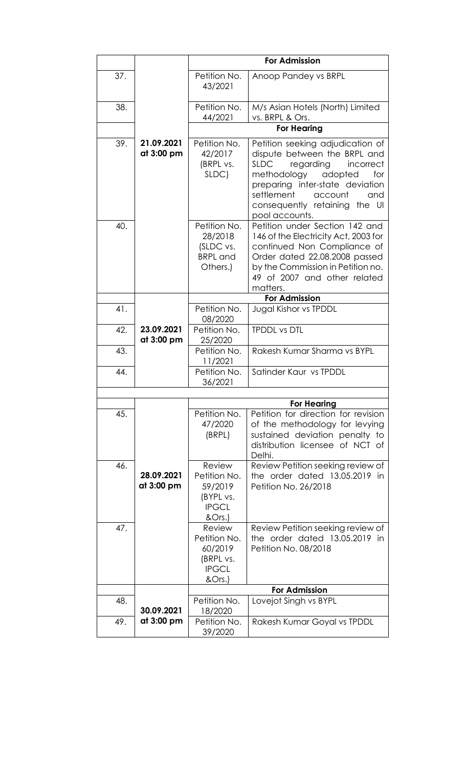| | | | |
|---|---|---|---|
| | | **For Admission** | |
| 37. | | Petition No. 43/2021 | Anoop Pandey vs BRPL |
| 38. | | Petition No. 44/2021 | M/s Asian Hotels (North) Limited vs. BRPL & Ors. |
| | | **For Hearing** | |
| 39. | 21.09.2021 at 3:00 pm | Petition No. 42/2017 (BRPL vs. SLDC) | Petition seeking adjudication of dispute between the BRPL and SLDC regarding incorrect methodology adopted for preparing inter-state deviation settlement account and consequently retaining the UI pool accounts. |
| 40. | | Petition No. 28/2018 (SLDC vs. BRPL and Others.) | Petition under Section 142 and 146 of the Electricity Act, 2003 for continued Non Compliance of Order dated 22.08.2008 passed by the Commission in Petition no. 49 of 2007 and other related matters. |
| | | **For Admission** | |
| 41. | | Petition No. 08/2020 | Jugal Kishor vs TPDDL |
| 42. | 23.09.2021 at 3:00 pm | Petition No. 25/2020 | TPDDL vs DTL |
| 43. | | Petition No. 11/2021 | Rakesh Kumar Sharma vs BYPL |
| 44. | | Petition No. 36/2021 | Satinder Kaur vs TPDDL |
| | | | |
| | | **For Hearing** | |
| 45. | | Petition No. 47/2020 (BRPL) | Petition for direction for revision of the methodology for levying sustained deviation penalty to distribution licensee of NCT of Delhi. |
| 46. | 28.09.2021 at 3:00 pm | Review Petition No. 59/2019 (BYPL vs. IPGCL &Ors.) | Review Petition seeking review of the order dated 13.05.2019 in Petition No. 26/2018 |
| 47. | | Review Petition No. 60/2019 (BRPL vs. IPGCL &Ors.) | Review Petition seeking review of the order dated 13.05.2019 in Petition No. 08/2018 |
| | | **For Admission** | |
| 48. | 30.09.2021 at 3:00 pm | Petition No. 18/2020 | Lovejot Singh vs BYPL |
| 49. | | Petition No. 39/2020 | Rakesh Kumar Goyal vs TPDDL |